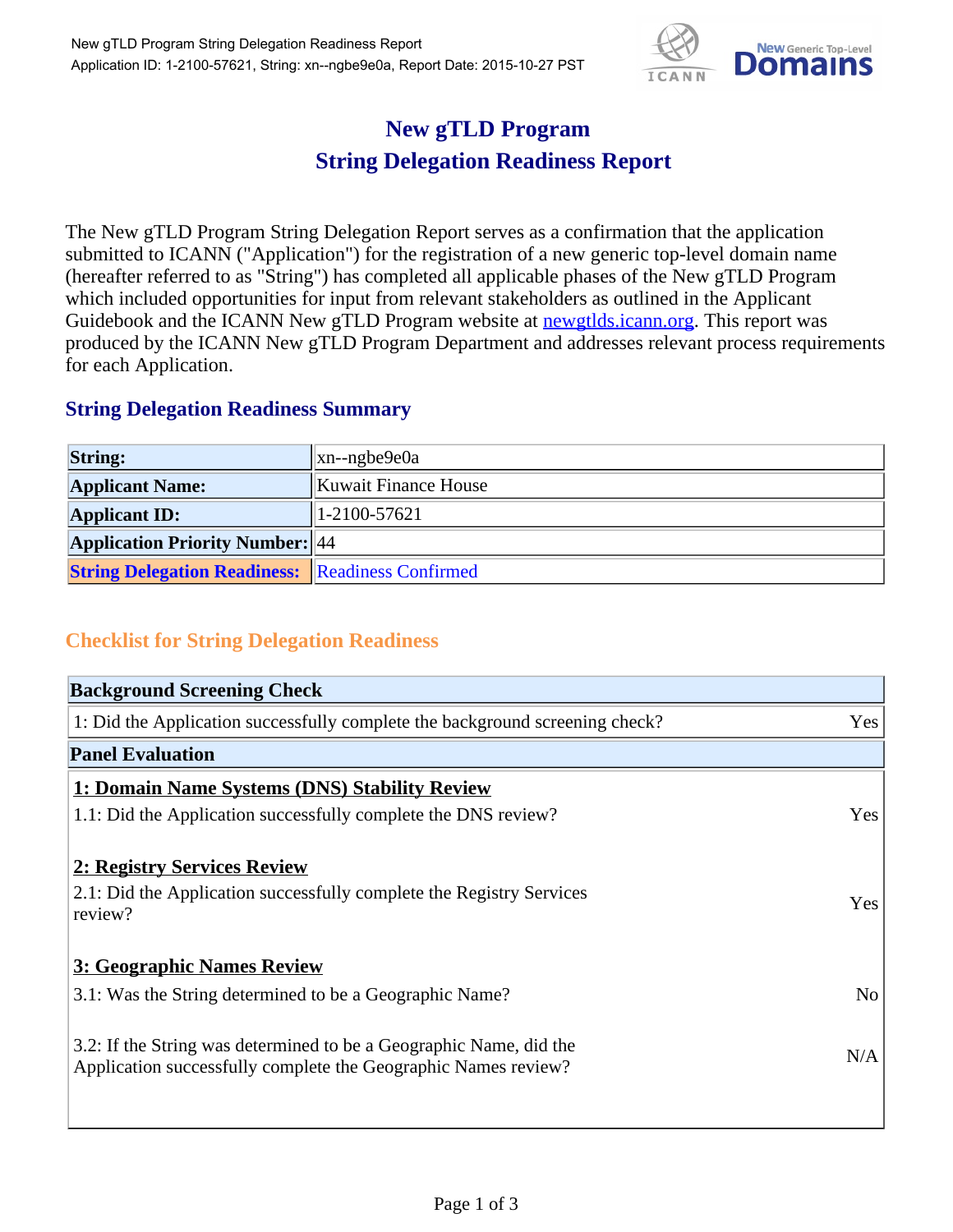# New gTLD Program
# String Delegation Readiness Report

The New gTLD Program String Delegation Report serves as a confirmation that the application submitted to ICANN ("Application") for the registration of a new generic top-level domain name (hereafter referred to as "String") has completed all applicable phases of the New gTLD Program which included opportunities for input from relevant stakeholders as outlined in the Applicant Guidebook and the ICANN New gTLD Program website at [newgtlds.icann.org](newgtlds.icann.org). This report was produced by the ICANN New gTLD Program Department and addresses relevant process requirements for each Application.

## String Delegation Readiness Summary

| | |
|---|---|
| **String:** | xn--ngbe9e0a |
| **Applicant Name:** | Kuwait Finance House |
| **Applicant ID:** | 1-2100-57621 |
| **Application Priority Number:** | 44 |
| **String Delegation Readiness:** | Readiness Confirmed |

## Checklist for String Delegation Readiness

| **Background Screening Check** | |
|---|---|
| 1: Did the Application successfully complete the background screening check? | Yes |
| **Panel Evaluation** | |
| **1: Domain Name Systems (DNS) Stability Review** | |
| 1.1: Did the Application successfully complete the DNS review? | Yes |
| **2: Registry Services Review** | |
| 2.1: Did the Application successfully complete the Registry Services review? | Yes |
| **3: Geographic Names Review** | |
| 3.1: Was the String determined to be a Geographic Name? | No |
| 3.2: If the String was determined to be a Geographic Name, did the Application successfully complete the Geographic Names review? | N/A |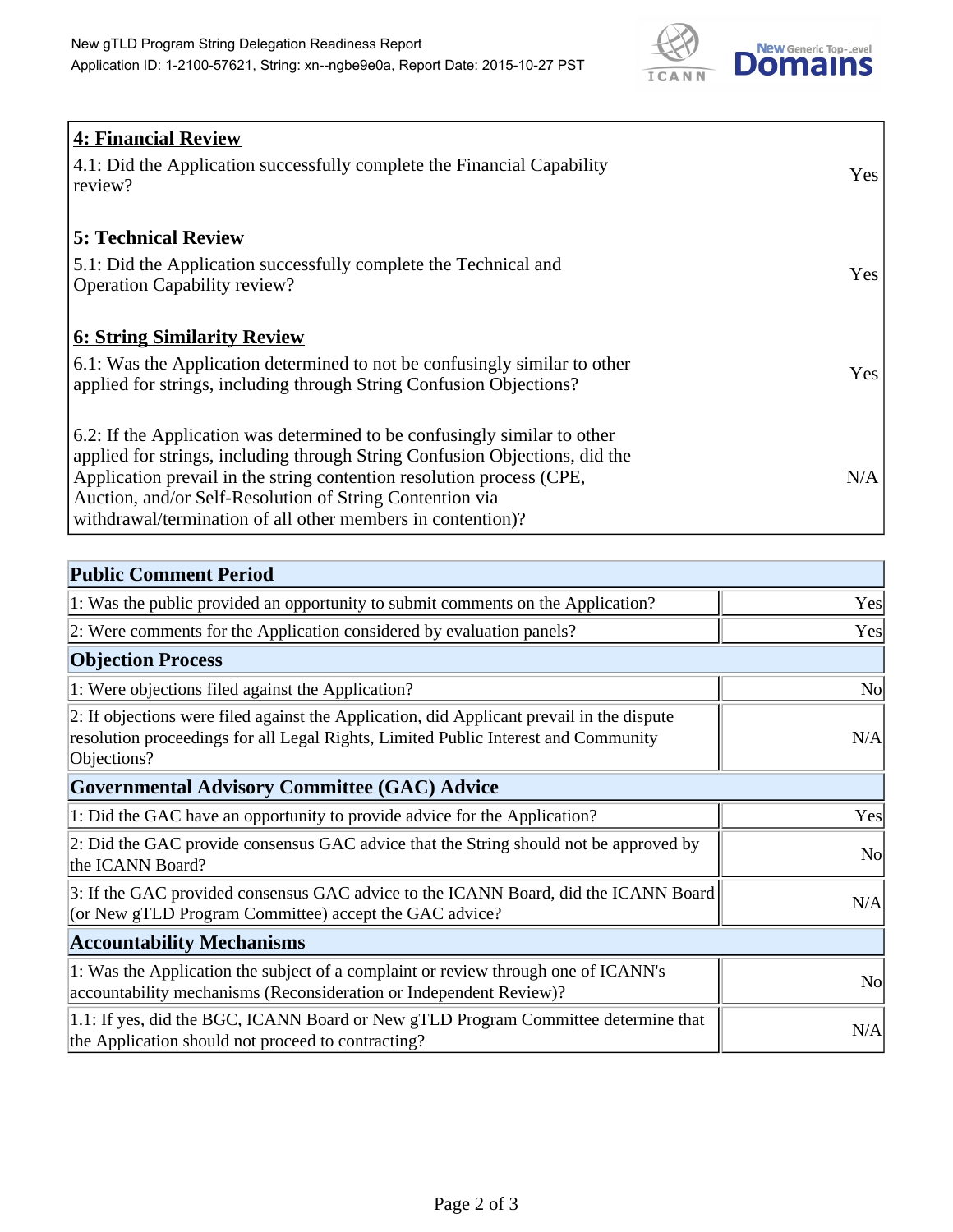| **4: Financial Review** | |
|---|---|
| 4.1: Did the Application successfully complete the Financial Capability review? | Yes |
| **5: Technical Review** | |
| 5.1: Did the Application successfully complete the Technical and Operation Capability review? | Yes |
| **6: String Similarity Review** | |
| 6.1: Was the Application determined to not be confusingly similar to other applied for strings, including through String Confusion Objections? | Yes |
| 6.2: If the Application was determined to be confusingly similar to other applied for strings, including through String Confusion Objections, did the Application prevail in the string contention resolution process (CPE, Auction, and/or Self-Resolution of String Contention via withdrawal/termination of all other members in contention)? | N/A |

| **Public Comment Period** | |
|---|---|
| 1: Was the public provided an opportunity to submit comments on the Application? | Yes |
| 2: Were comments for the Application considered by evaluation panels? | Yes |
| **Objection Process** | |
| 1: Were objections filed against the Application? | No |
| 2: If objections were filed against the Application, did Applicant prevail in the dispute resolution proceedings for all Legal Rights, Limited Public Interest and Community Objections? | N/A |
| **Governmental Advisory Committee (GAC) Advice** | |
| 1: Did the GAC have an opportunity to provide advice for the Application? | Yes |
| 2: Did the GAC provide consensus GAC advice that the String should not be approved by the ICANN Board? | No |
| 3: If the GAC provided consensus GAC advice to the ICANN Board, did the ICANN Board (or New gTLD Program Committee) accept the GAC advice? | N/A |
| **Accountability Mechanisms** | |
| 1: Was the Application the subject of a complaint or review through one of ICANN's accountability mechanisms (Reconsideration or Independent Review)? | No |
| 1.1: If yes, did the BGC, ICANN Board or New gTLD Program Committee determine that the Application should not proceed to contracting? | N/A |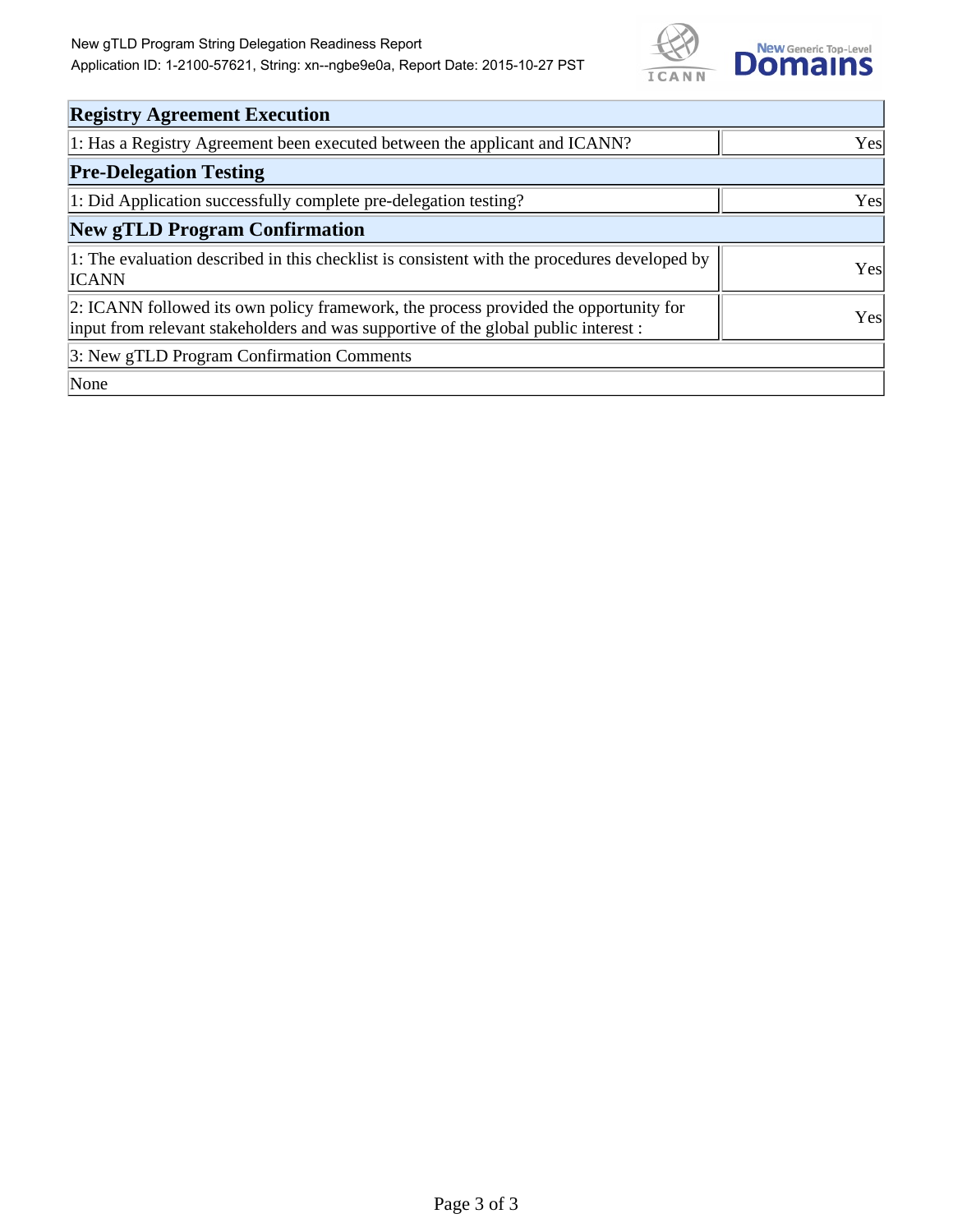## Registry Agreement Execution

| | |
|---|---|
| 1: Has a Registry Agreement been executed between the applicant and ICANN? | Yes |

## Pre-Delegation Testing

| | |
|---|---|
| 1: Did Application successfully complete pre-delegation testing? | Yes |

## New gTLD Program Confirmation

| | |
|---|---|
| 1: The evaluation described in this checklist is consistent with the procedures developed by ICANN | Yes |
| 2: ICANN followed its own policy framework, the process provided the opportunity for input from relevant stakeholders and was supportive of the global public interest : | Yes |

3: New gTLD Program Confirmation Comments

None